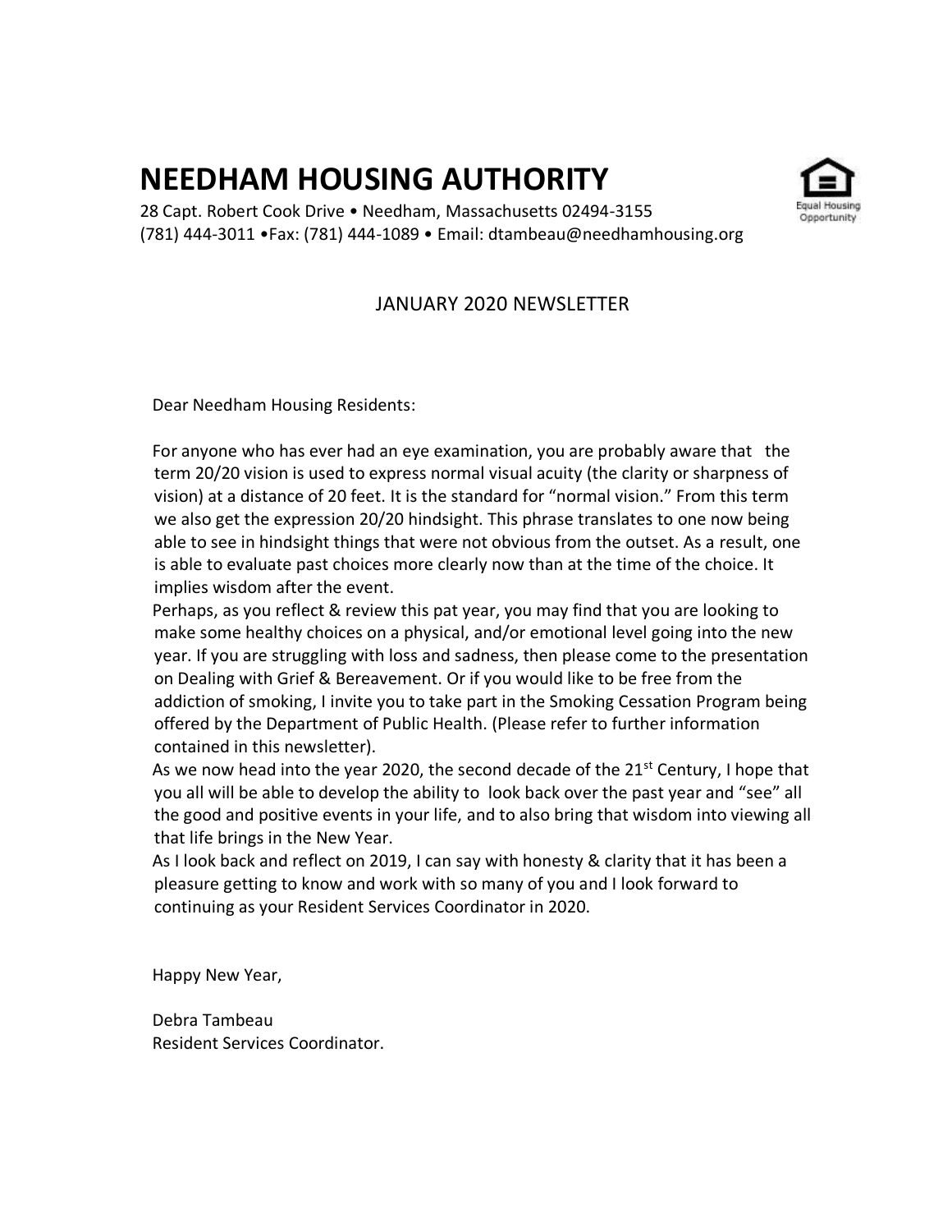# NEEDHAM HOUSING AUTHORITY

28 Capt. Robert Cook Drive • Needham, Massachusetts 02494-3155
(781) 444-3011 •Fax: (781) 444-1089 • Email: dtambeau@needhamhousing.org

Equal Housing Opportunity

## JANUARY 2020 NEWSLETTER

Dear Needham Housing Residents:

For anyone who has ever had an eye examination, you are probably aware that the term 20/20 vision is used to express normal visual acuity (the clarity or sharpness of vision) at a distance of 20 feet. It is the standard for "normal vision." From this term we also get the expression 20/20 hindsight. This phrase translates to one now being able to see in hindsight things that were not obvious from the outset. As a result, one is able to evaluate past choices more clearly now than at the time of the choice. It implies wisdom after the event.

Perhaps, as you reflect & review this pat year, you may find that you are looking to make some healthy choices on a physical, and/or emotional level going into the new year. If you are struggling with loss and sadness, then please come to the presentation on Dealing with Grief & Bereavement. Or if you would like to be free from the addiction of smoking, I invite you to take part in the Smoking Cessation Program being offered by the Department of Public Health. (Please refer to further information contained in this newsletter).

As we now head into the year 2020, the second decade of the 21st Century, I hope that you all will be able to develop the ability to look back over the past year and "see" all the good and positive events in your life, and to also bring that wisdom into viewing all that life brings in the New Year.

As I look back and reflect on 2019, I can say with honesty & clarity that it has been a pleasure getting to know and work with so many of you and I look forward to continuing as your Resident Services Coordinator in 2020.

Happy New Year,

Debra Tambeau
Resident Services Coordinator.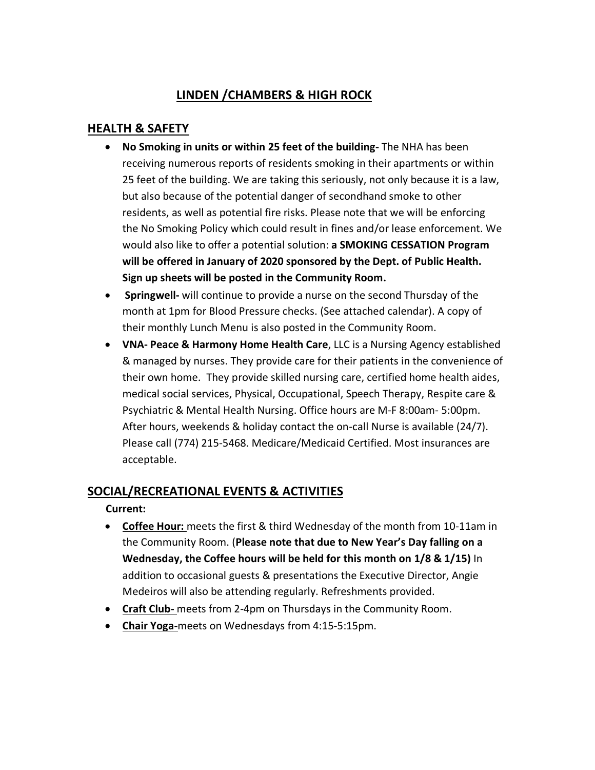# LINDEN /CHAMBERS & HIGH ROCK

## HEALTH & SAFETY

- **No Smoking in units or within 25 feet of the building-** The NHA has been receiving numerous reports of residents smoking in their apartments or within 25 feet of the building. We are taking this seriously, not only because it is a law, but also because of the potential danger of secondhand smoke to other residents, as well as potential fire risks. Please note that we will be enforcing the No Smoking Policy which could result in fines and/or lease enforcement. We would also like to offer a potential solution: **a SMOKING CESSATION Program will be offered in January of 2020 sponsored by the Dept. of Public Health. Sign up sheets will be posted in the Community Room.**
- **Springwell-** will continue to provide a nurse on the second Thursday of the month at 1pm for Blood Pressure checks. (See attached calendar). A copy of their monthly Lunch Menu is also posted in the Community Room.
- **VNA- Peace & Harmony Home Health Care**, LLC is a Nursing Agency established & managed by nurses. They provide care for their patients in the convenience of their own home. They provide skilled nursing care, certified home health aides, medical social services, Physical, Occupational, Speech Therapy, Respite care & Psychiatric & Mental Health Nursing. Office hours are M-F 8:00am- 5:00pm. After hours, weekends & holiday contact the on-call Nurse is available (24/7). Please call (774) 215-5468. Medicare/Medicaid Certified. Most insurances are acceptable.

## SOCIAL/RECREATIONAL EVENTS & ACTIVITIES

**Current:**

- **Coffee Hour:** meets the first & third Wednesday of the month from 10-11am in the Community Room. (**Please note that due to New Year's Day falling on a Wednesday, the Coffee hours will be held for this month on 1/8 & 1/15)** In addition to occasional guests & presentations the Executive Director, Angie Medeiros will also be attending regularly. Refreshments provided.
- **Craft Club-** meets from 2-4pm on Thursdays in the Community Room.
- **Chair Yoga-**meets on Wednesdays from 4:15-5:15pm.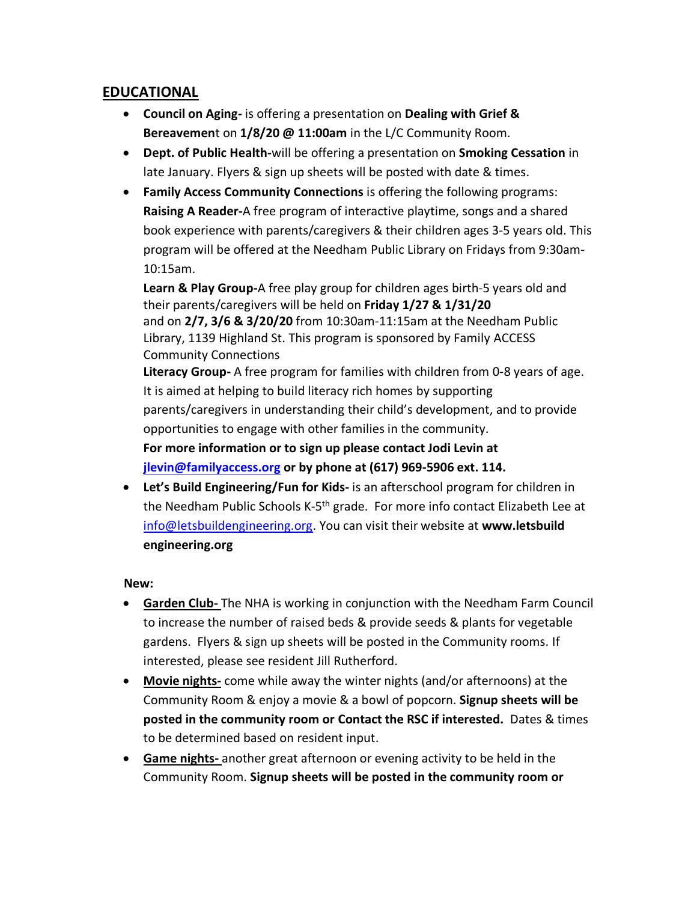## EDUCATIONAL

- **Council on Aging-** is offering a presentation on **Dealing with Grief & Bereavemen**t on **1/8/20 @ 11:00am** in the L/C Community Room.
- **Dept. of Public Health-**will be offering a presentation on **Smoking Cessation** in late January. Flyers & sign up sheets will be posted with date & times.
- **Family Access Community Connections** is offering the following programs:
  **Raising A Reader-**A free program of interactive playtime, songs and a shared book experience with parents/caregivers & their children ages 3-5 years old. This program will be offered at the Needham Public Library on Fridays from 9:30am-10:15am.
  **Learn & Play Group-**A free play group for children ages birth-5 years old and their parents/caregivers will be held on **Friday 1/27 & 1/31/20** and on **2/7, 3/6 & 3/20/20** from 10:30am-11:15am at the Needham Public Library, 1139 Highland St. This program is sponsored by Family ACCESS Community Connections
  **Literacy Group-** A free program for families with children from 0-8 years of age. It is aimed at helping to build literacy rich homes by supporting parents/caregivers in understanding their child's development, and to provide opportunities to engage with other families in the community.
  **For more information or to sign up please contact Jodi Levin at jlevin@familyaccess.org or by phone at (617) 969-5906 ext. 114.**
- **Let's Build Engineering/Fun for Kids-** is an afterschool program for children in the Needham Public Schools K-5th grade. For more info contact Elizabeth Lee at info@letsbuildengineering.org. You can visit their website at **www.letsbuild engineering.org**

**New:**

- **Garden Club-** The NHA is working in conjunction with the Needham Farm Council to increase the number of raised beds & provide seeds & plants for vegetable gardens. Flyers & sign up sheets will be posted in the Community rooms. If interested, please see resident Jill Rutherford.
- **Movie nights-** come while away the winter nights (and/or afternoons) at the Community Room & enjoy a movie & a bowl of popcorn. **Signup sheets will be posted in the community room or Contact the RSC if interested.** Dates & times to be determined based on resident input.
- **Game nights-** another great afternoon or evening activity to be held in the Community Room. **Signup sheets will be posted in the community room or**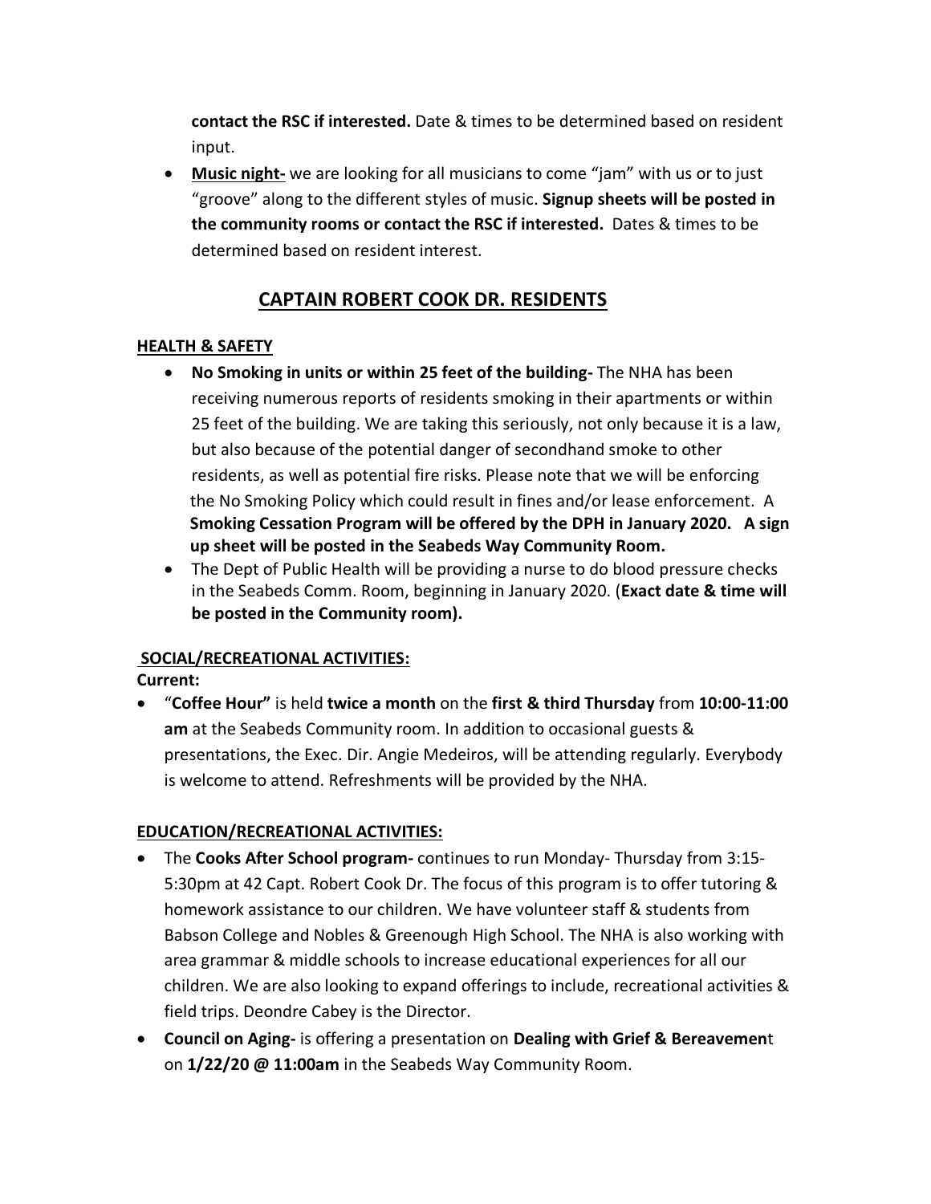**contact the RSC if interested.** Date & times to be determined based on resident input.

- **Music night-** we are looking for all musicians to come "jam" with us or to just "groove" along to the different styles of music. **Signup sheets will be posted in the community rooms or contact the RSC if interested.** Dates & times to be determined based on resident interest.

## CAPTAIN ROBERT COOK DR. RESIDENTS

### HEALTH & SAFETY

- **No Smoking in units or within 25 feet of the building-** The NHA has been receiving numerous reports of residents smoking in their apartments or within 25 feet of the building. We are taking this seriously, not only because it is a law, but also because of the potential danger of secondhand smoke to other residents, as well as potential fire risks. Please note that we will be enforcing the No Smoking Policy which could result in fines and/or lease enforcement. A **Smoking Cessation Program will be offered by the DPH in January 2020. A sign up sheet will be posted in the Seabeds Way Community Room.**
- The Dept of Public Health will be providing a nurse to do blood pressure checks in the Seabeds Comm. Room, beginning in January 2020. (**Exact date & time will be posted in the Community room).**

### SOCIAL/RECREATIONAL ACTIVITIES:

**Current:**

- "**Coffee Hour"** is held **twice a month** on the **first & third Thursday** from **10:00-11:00 am** at the Seabeds Community room. In addition to occasional guests & presentations, the Exec. Dir. Angie Medeiros, will be attending regularly. Everybody is welcome to attend. Refreshments will be provided by the NHA.

### EDUCATION/RECREATIONAL ACTIVITIES:

- The **Cooks After School program-** continues to run Monday- Thursday from 3:15-5:30pm at 42 Capt. Robert Cook Dr. The focus of this program is to offer tutoring & homework assistance to our children. We have volunteer staff & students from Babson College and Nobles & Greenough High School. The NHA is also working with area grammar & middle schools to increase educational experiences for all our children. We are also looking to expand offerings to include, recreational activities & field trips. Deondre Cabey is the Director.
- **Council on Aging-** is offering a presentation on **Dealing with Grief & Bereavemen**t on **1/22/20 @ 11:00am** in the Seabeds Way Community Room.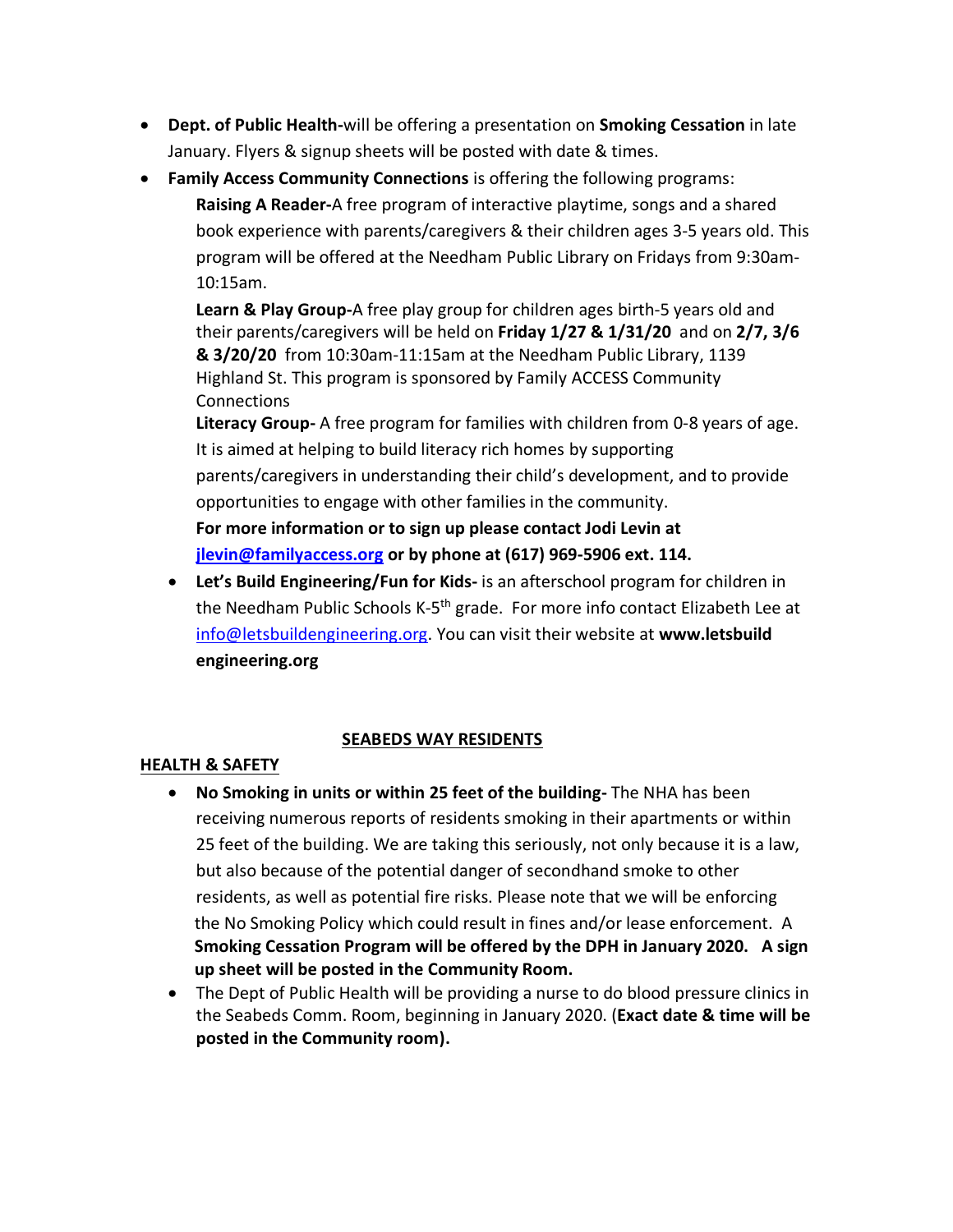- **Dept. of Public Health-**will be offering a presentation on **Smoking Cessation** in late January. Flyers & signup sheets will be posted with date & times.
- **Family Access Community Connections** is offering the following programs:

  **Raising A Reader-**A free program of interactive playtime, songs and a shared book experience with parents/caregivers & their children ages 3-5 years old. This program will be offered at the Needham Public Library on Fridays from 9:30am-10:15am.

  **Learn & Play Group-**A free play group for children ages birth-5 years old and their parents/caregivers will be held on **Friday 1/27 & 1/31/20** and on **2/7, 3/6 & 3/20/20** from 10:30am-11:15am at the Needham Public Library, 1139 Highland St. This program is sponsored by Family ACCESS Community Connections

  **Literacy Group-** A free program for families with children from 0-8 years of age. It is aimed at helping to build literacy rich homes by supporting parents/caregivers in understanding their child's development, and to provide opportunities to engage with other families in the community.

  **For more information or to sign up please contact Jodi Levin at jlevin@familyaccess.org or by phone at (617) 969-5906 ext. 114.**

  - **Let's Build Engineering/Fun for Kids-** is an afterschool program for children in the Needham Public Schools K-5th grade. For more info contact Elizabeth Lee at info@letsbuildengineering.org. You can visit their website at **www.letsbuild engineering.org**

## SEABEDS WAY RESIDENTS

### HEALTH & SAFETY

- **No Smoking in units or within 25 feet of the building-** The NHA has been receiving numerous reports of residents smoking in their apartments or within 25 feet of the building. We are taking this seriously, not only because it is a law, but also because of the potential danger of secondhand smoke to other residents, as well as potential fire risks. Please note that we will be enforcing the No Smoking Policy which could result in fines and/or lease enforcement. A **Smoking Cessation Program will be offered by the DPH in January 2020. A sign up sheet will be posted in the Community Room.**
- The Dept of Public Health will be providing a nurse to do blood pressure clinics in the Seabeds Comm. Room, beginning in January 2020. (**Exact date & time will be posted in the Community room).**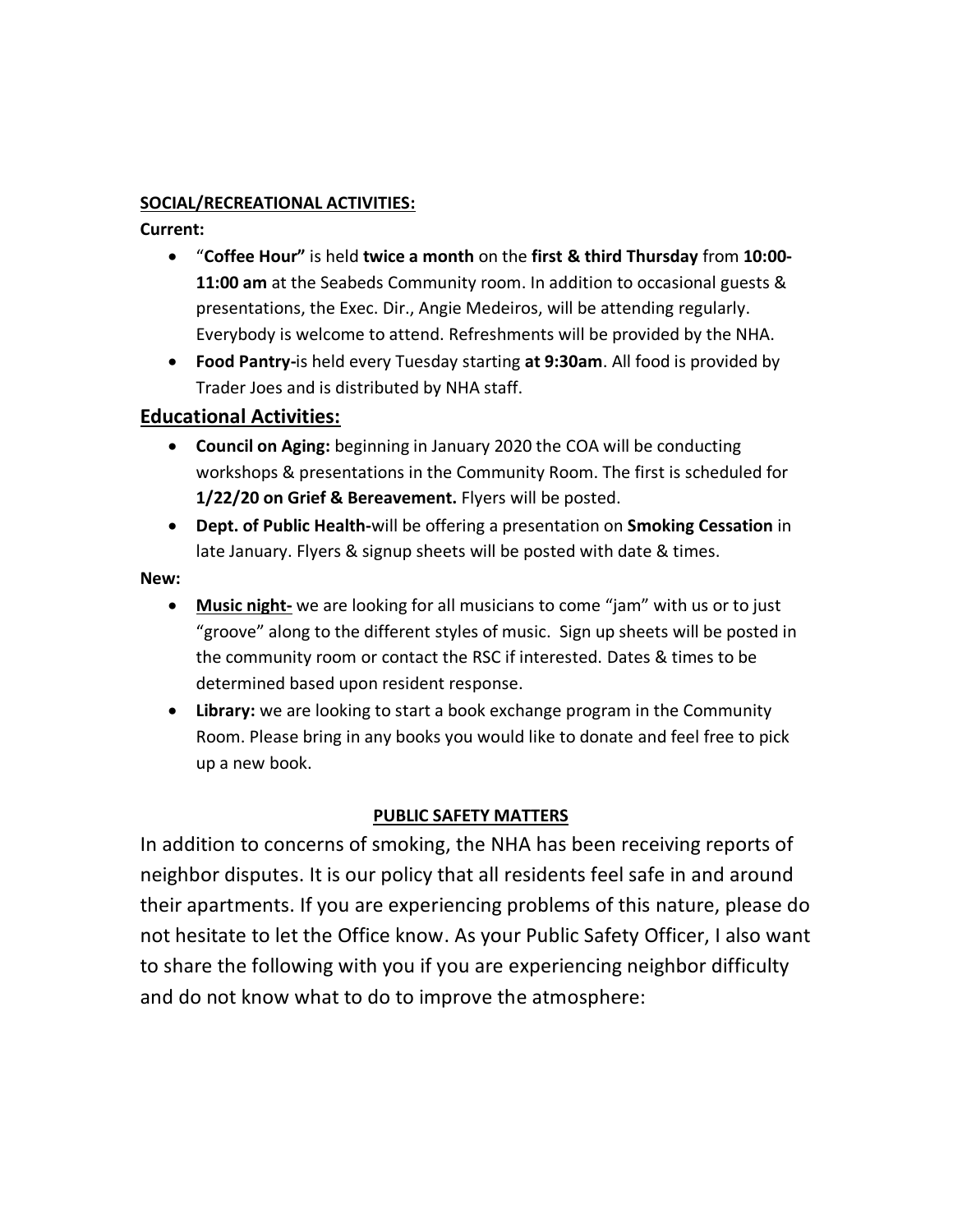**<u>SOCIAL/RECREATIONAL ACTIVITIES:</u>**

**Current:**

- "**Coffee Hour"** is held **twice a month** on the **first & third Thursday** from **10:00-11:00 am** at the Seabeds Community room. In addition to occasional guests & presentations, the Exec. Dir., Angie Medeiros, will be attending regularly. Everybody is welcome to attend. Refreshments will be provided by the NHA.
- **Food Pantry-**is held every Tuesday starting **at 9:30am**. All food is provided by Trader Joes and is distributed by NHA staff.

## <u>Educational Activities:</u>

- **Council on Aging:** beginning in January 2020 the COA will be conducting workshops & presentations in the Community Room. The first is scheduled for **1/22/20 on Grief & Bereavement.** Flyers will be posted.
- **Dept. of Public Health-**will be offering a presentation on **Smoking Cessation** in late January. Flyers & signup sheets will be posted with date & times.

**New:**

- **<u>Music night-</u>** we are looking for all musicians to come "jam" with us or to just "groove" along to the different styles of music. Sign up sheets will be posted in the community room or contact the RSC if interested. Dates & times to be determined based upon resident response.
- **Library:** we are looking to start a book exchange program in the Community Room. Please bring in any books you would like to donate and feel free to pick up a new book.

**<u>PUBLIC SAFETY MATTERS</u>**

In addition to concerns of smoking, the NHA has been receiving reports of neighbor disputes. It is our policy that all residents feel safe in and around their apartments. If you are experiencing problems of this nature, please do not hesitate to let the Office know. As your Public Safety Officer, I also want to share the following with you if you are experiencing neighbor difficulty and do not know what to do to improve the atmosphere: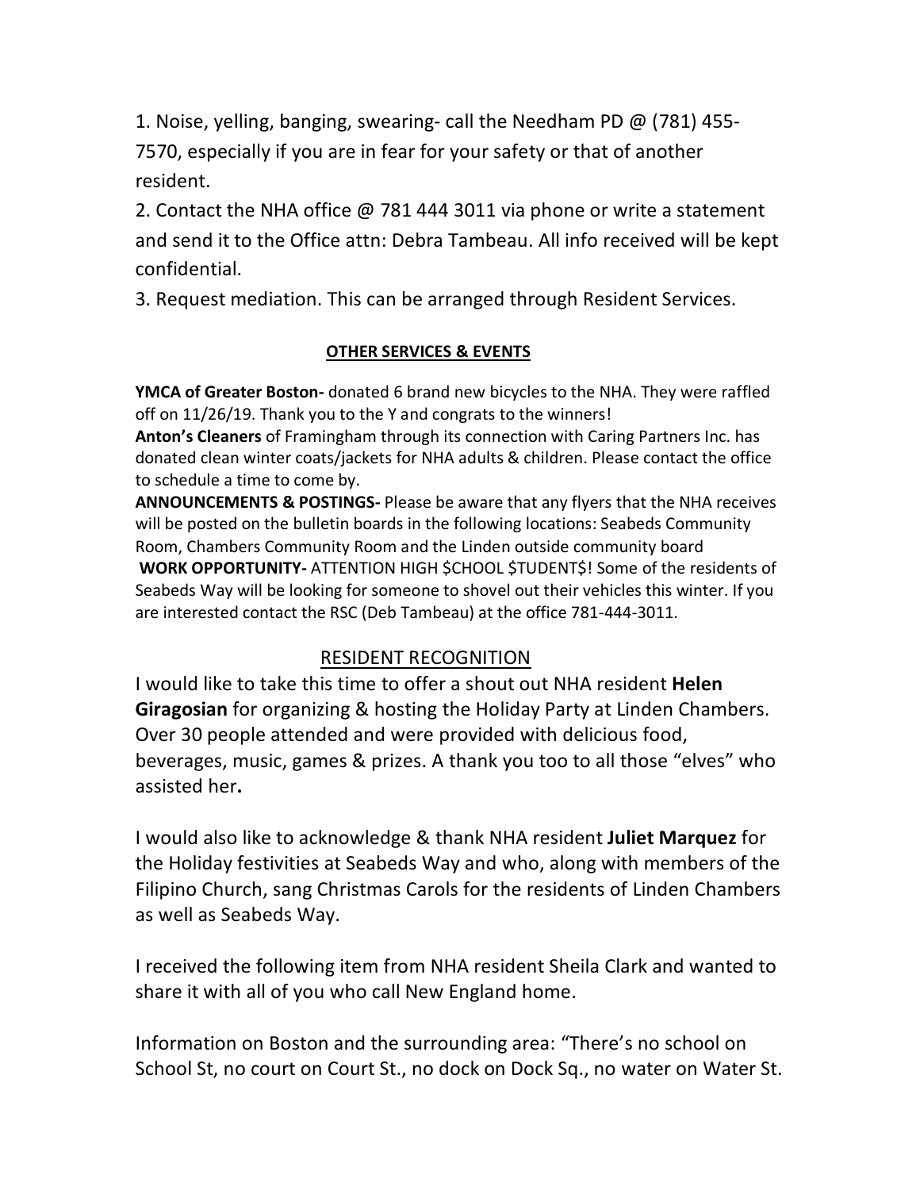1. Noise, yelling, banging, swearing- call the Needham PD @ (781) 455-7570, especially if you are in fear for your safety or that of another resident.
2. Contact the NHA office @ 781 444 3011 via phone or write a statement and send it to the Office attn: Debra Tambeau. All info received will be kept confidential.
3. Request mediation. This can be arranged through Resident Services.

## OTHER SERVICES & EVENTS

**YMCA of Greater Boston-** donated 6 brand new bicycles to the NHA. They were raffled off on 11/26/19. Thank you to the Y and congrats to the winners!
**Anton's Cleaners** of Framingham through its connection with Caring Partners Inc. has donated clean winter coats/jackets for NHA adults & children. Please contact the office to schedule a time to come by.
**ANNOUNCEMENTS & POSTINGS-** Please be aware that any flyers that the NHA receives will be posted on the bulletin boards in the following locations: Seabeds Community Room, Chambers Community Room and the Linden outside community board
**WORK OPPORTUNITY-** ATTENTION HIGH $CHOOL $TUDENT$! Some of the residents of Seabeds Way will be looking for someone to shovel out their vehicles this winter. If you are interested contact the RSC (Deb Tambeau) at the office 781-444-3011.

## RESIDENT RECOGNITION

I would like to take this time to offer a shout out NHA resident **Helen Giragosian** for organizing & hosting the Holiday Party at Linden Chambers. Over 30 people attended and were provided with delicious food, beverages, music, games & prizes. A thank you too to all those "elves" who assisted her**.**

I would also like to acknowledge & thank NHA resident **Juliet Marquez** for the Holiday festivities at Seabeds Way and who, along with members of the Filipino Church, sang Christmas Carols for the residents of Linden Chambers as well as Seabeds Way.

I received the following item from NHA resident Sheila Clark and wanted to share it with all of you who call New England home.

Information on Boston and the surrounding area: "There's no school on School St, no court on Court St., no dock on Dock Sq., no water on Water St.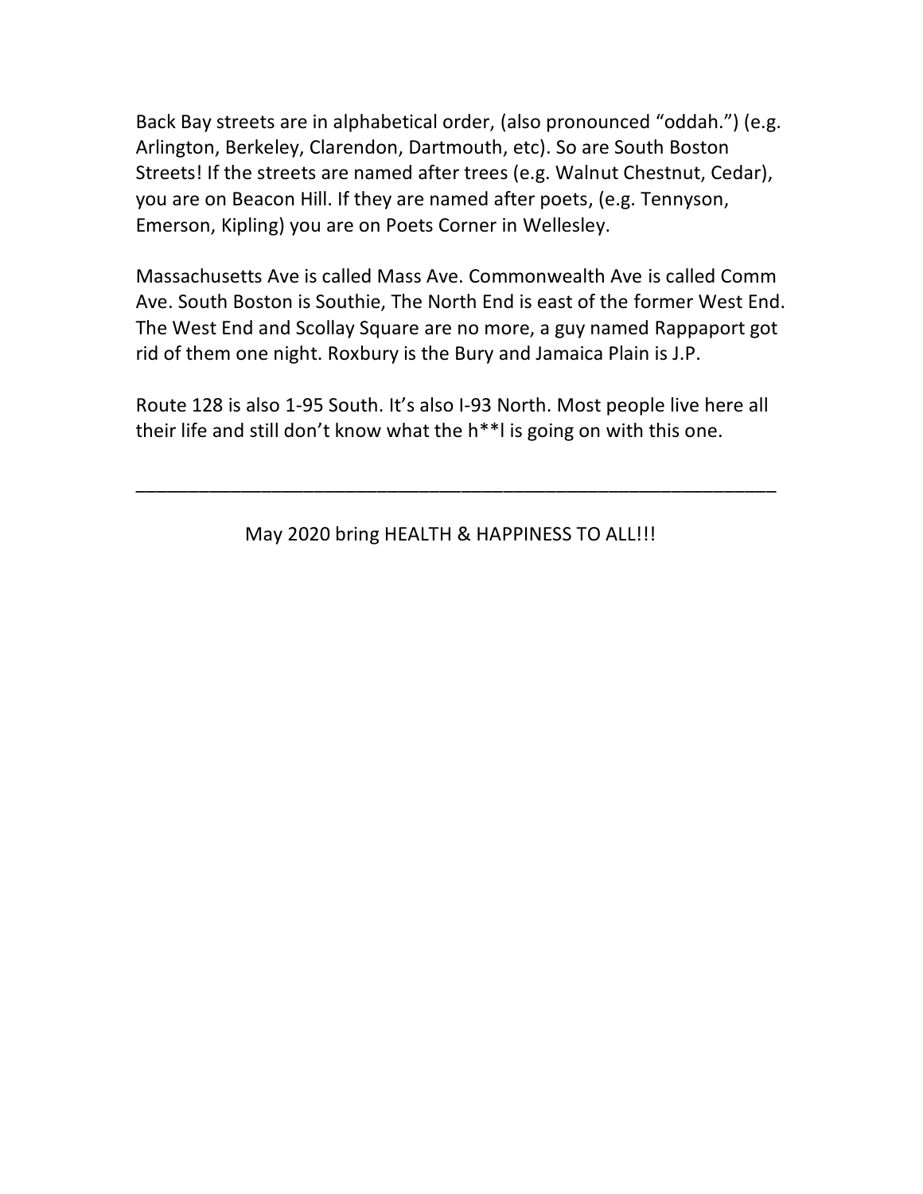Back Bay streets are in alphabetical order, (also pronounced "oddah.") (e.g. Arlington, Berkeley, Clarendon, Dartmouth, etc). So are South Boston Streets! If the streets are named after trees (e.g. Walnut Chestnut, Cedar), you are on Beacon Hill. If they are named after poets, (e.g. Tennyson, Emerson, Kipling) you are on Poets Corner in Wellesley.

Massachusetts Ave is called Mass Ave. Commonwealth Ave is called Comm Ave. South Boston is Southie, The North End is east of the former West End. The West End and Scollay Square are no more, a guy named Rappaport got rid of them one night. Roxbury is the Bury and Jamaica Plain is J.P.

Route 128 is also 1-95 South. It's also I-93 North. Most people live here all their life and still don't know what the h**l is going on with this one.

---

May 2020 bring HEALTH & HAPPINESS TO ALL!!!